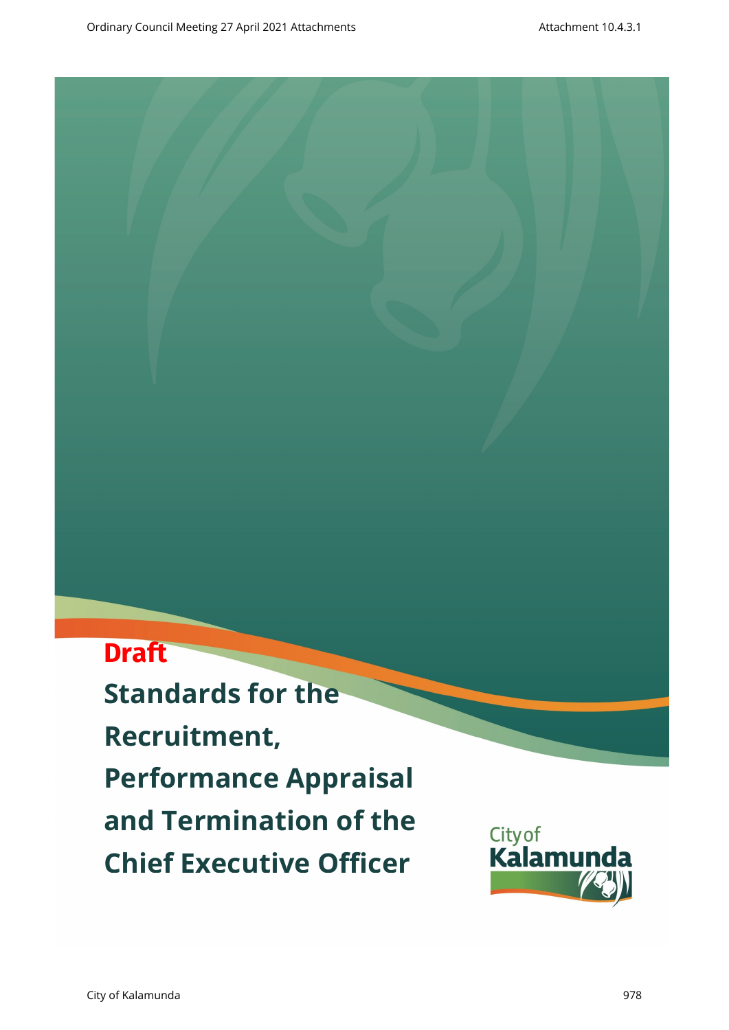**Draft**

# Standards for the Recruitment, Performance Appraisal and Termination of the Chief Executive Officer

City of Kalamunda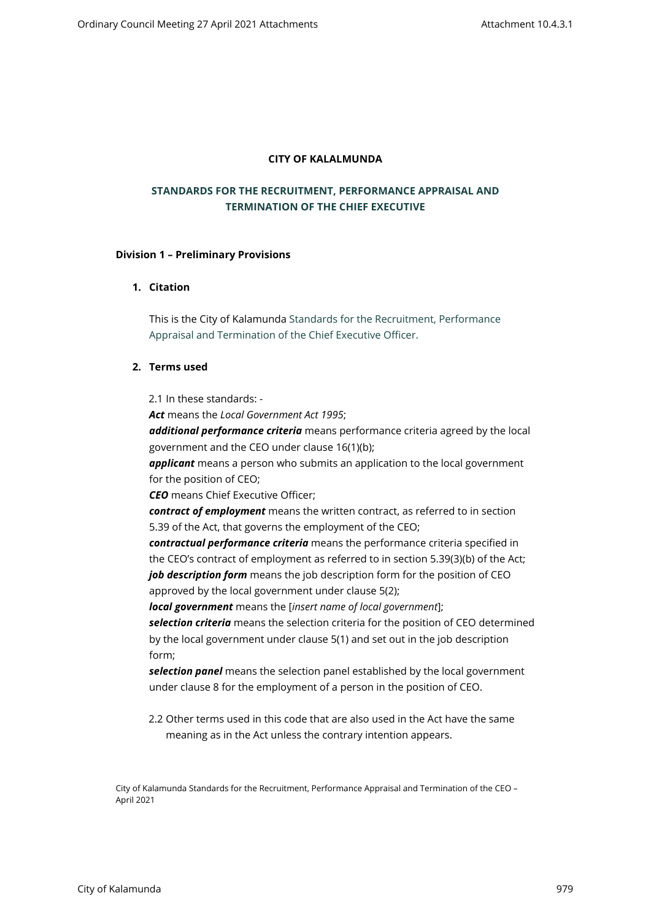**CITY OF KALAMUNDA**

## STANDARDS FOR THE RECRUITMENT, PERFORMANCE APPRAISAL AND TERMINATION OF THE CHIEF EXECUTIVE

### Division 1 – Preliminary Provisions

**1. Citation**

This is the City of Kalamunda Standards for the Recruitment, Performance Appraisal and Termination of the Chief Executive Officer.

**2. Terms used**

2.1 In these standards: -

***Act*** means the *Local Government Act 1995*;

***additional performance criteria*** means performance criteria agreed by the local government and the CEO under clause 16(1)(b);

***applicant*** means a person who submits an application to the local government for the position of CEO;

***CEO*** means Chief Executive Officer;

***contract of employment*** means the written contract, as referred to in section 5.39 of the Act, that governs the employment of the CEO;

***contractual performance criteria*** means the performance criteria specified in the CEO's contract of employment as referred to in section 5.39(3)(b) of the Act;

***job description form*** means the job description form for the position of CEO approved by the local government under clause 5(2);

***local government*** means the [*insert name of local government*];

***selection criteria*** means the selection criteria for the position of CEO determined by the local government under clause 5(1) and set out in the job description form;

***selection panel*** means the selection panel established by the local government under clause 8 for the employment of a person in the position of CEO.

2.2 Other terms used in this code that are also used in the Act have the same meaning as in the Act unless the contrary intention appears.

City of Kalamunda Standards for the Recruitment, Performance Appraisal and Termination of the CEO – April 2021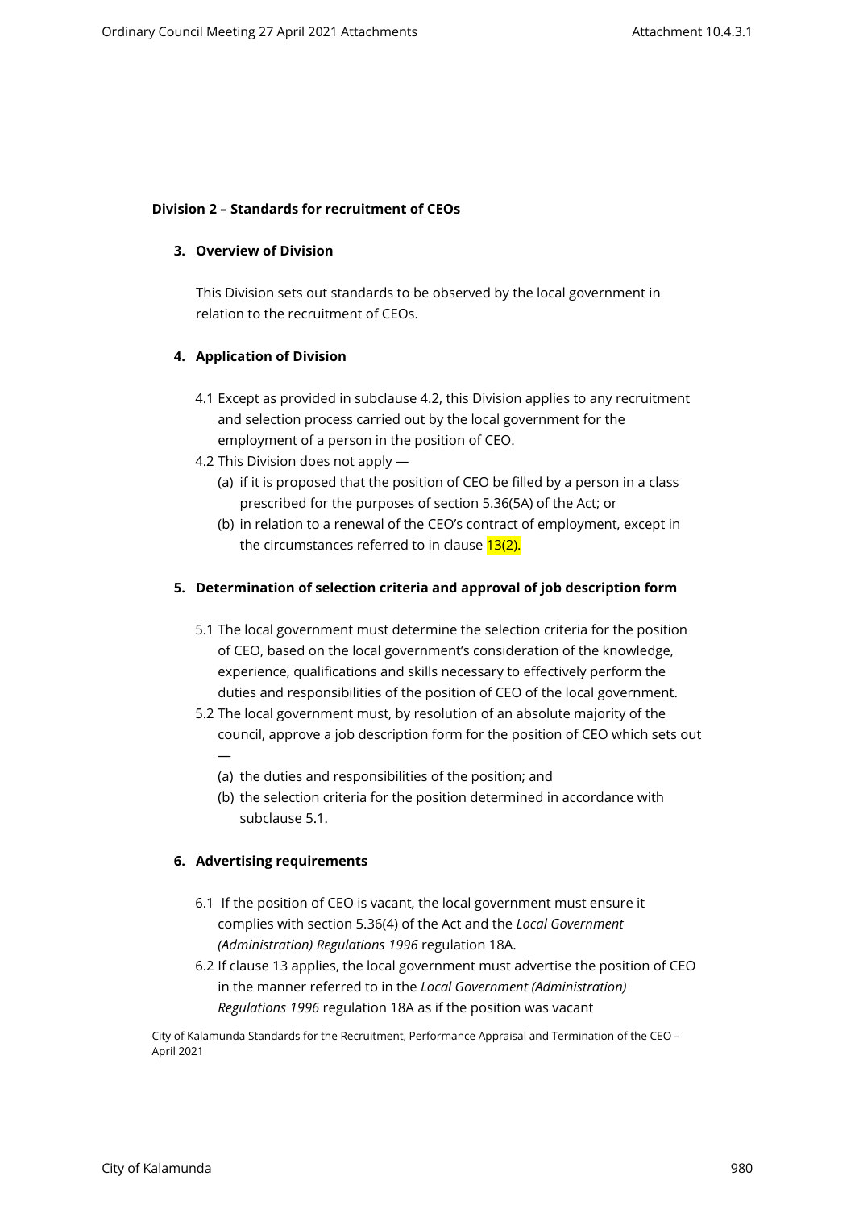**Division 2 – Standards for recruitment of CEOs**

**3. Overview of Division**

This Division sets out standards to be observed by the local government in relation to the recruitment of CEOs.

**4. Application of Division**

4.1 Except as provided in subclause 4.2, this Division applies to any recruitment and selection process carried out by the local government for the employment of a person in the position of CEO.

4.2 This Division does not apply —

(a) if it is proposed that the position of CEO be filled by a person in a class prescribed for the purposes of section 5.36(5A) of the Act; or

(b) in relation to a renewal of the CEO's contract of employment, except in the circumstances referred to in clause 13(2).

**5. Determination of selection criteria and approval of job description form**

5.1 The local government must determine the selection criteria for the position of CEO, based on the local government's consideration of the knowledge, experience, qualifications and skills necessary to effectively perform the duties and responsibilities of the position of CEO of the local government.

5.2 The local government must, by resolution of an absolute majority of the council, approve a job description form for the position of CEO which sets out —

(a) the duties and responsibilities of the position; and

(b) the selection criteria for the position determined in accordance with subclause 5.1.

**6. Advertising requirements**

6.1 If the position of CEO is vacant, the local government must ensure it complies with section 5.36(4) of the Act and the *Local Government (Administration) Regulations 1996* regulation 18A.

6.2 If clause 13 applies, the local government must advertise the position of CEO in the manner referred to in the *Local Government (Administration) Regulations 1996* regulation 18A as if the position was vacant

City of Kalamunda Standards for the Recruitment, Performance Appraisal and Termination of the CEO – April 2021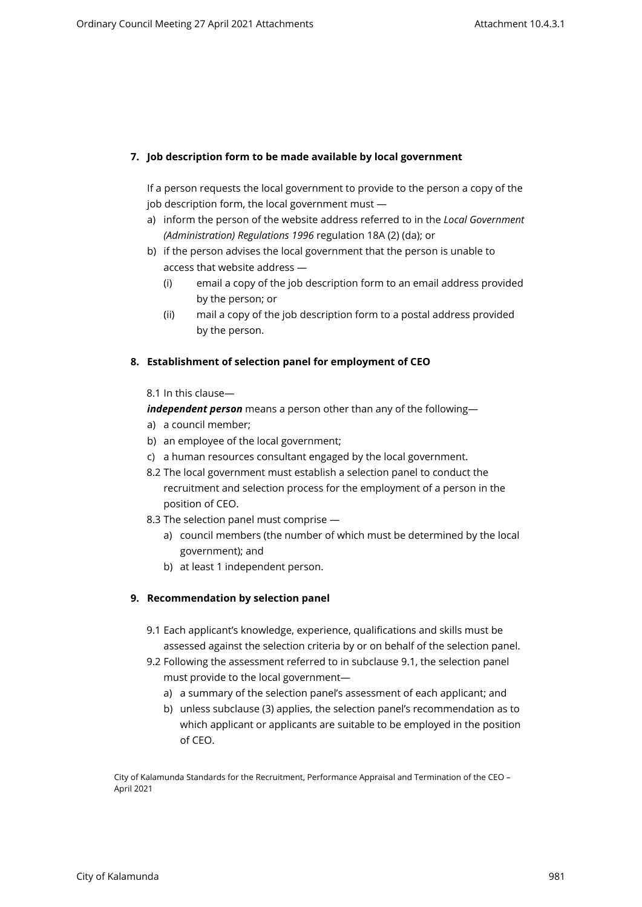## 7. Job description form to be made available by local government

If a person requests the local government to provide to the person a copy of the job description form, the local government must —

a) inform the person of the website address referred to in the *Local Government (Administration) Regulations 1996* regulation 18A (2) (da); or
b) if the person advises the local government that the person is unable to access that website address —
   (i) email a copy of the job description form to an email address provided by the person; or
   (ii) mail a copy of the job description form to a postal address provided by the person.

## 8. Establishment of selection panel for employment of CEO

8.1 In this clause—

***independent person*** means a person other than any of the following—

a) a council member;
b) an employee of the local government;
c) a human resources consultant engaged by the local government.

8.2 The local government must establish a selection panel to conduct the recruitment and selection process for the employment of a person in the position of CEO.

8.3 The selection panel must comprise —

a) council members (the number of which must be determined by the local government); and
b) at least 1 independent person.

## 9. Recommendation by selection panel

9.1 Each applicant's knowledge, experience, qualifications and skills must be assessed against the selection criteria by or on behalf of the selection panel.

9.2 Following the assessment referred to in subclause 9.1, the selection panel must provide to the local government—

a) a summary of the selection panel's assessment of each applicant; and
b) unless subclause (3) applies, the selection panel's recommendation as to which applicant or applicants are suitable to be employed in the position of CEO.

City of Kalamunda Standards for the Recruitment, Performance Appraisal and Termination of the CEO – April 2021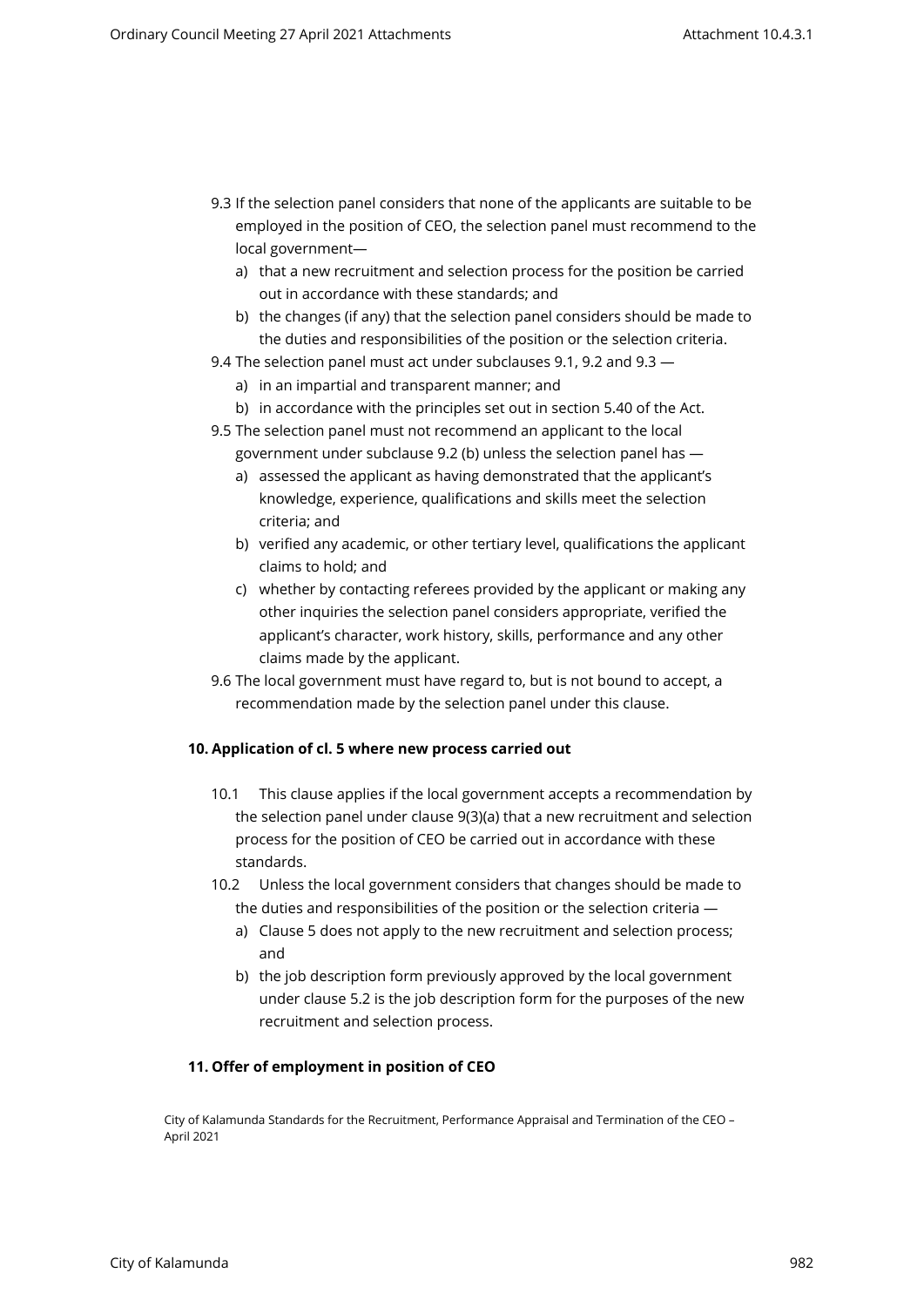9.3 If the selection panel considers that none of the applicants are suitable to be employed in the position of CEO, the selection panel must recommend to the local government—

a) that a new recruitment and selection process for the position be carried out in accordance with these standards; and
b) the changes (if any) that the selection panel considers should be made to the duties and responsibilities of the position or the selection criteria.

9.4 The selection panel must act under subclauses 9.1, 9.2 and 9.3 —

a) in an impartial and transparent manner; and
b) in accordance with the principles set out in section 5.40 of the Act.

9.5 The selection panel must not recommend an applicant to the local government under subclause 9.2 (b) unless the selection panel has —

a) assessed the applicant as having demonstrated that the applicant's knowledge, experience, qualifications and skills meet the selection criteria; and
b) verified any academic, or other tertiary level, qualifications the applicant claims to hold; and
c) whether by contacting referees provided by the applicant or making any other inquiries the selection panel considers appropriate, verified the applicant's character, work history, skills, performance and any other claims made by the applicant.

9.6 The local government must have regard to, but is not bound to accept, a recommendation made by the selection panel under this clause.

**10. Application of cl. 5 where new process carried out**

10.1 This clause applies if the local government accepts a recommendation by the selection panel under clause 9(3)(a) that a new recruitment and selection process for the position of CEO be carried out in accordance with these standards.

10.2 Unless the local government considers that changes should be made to the duties and responsibilities of the position or the selection criteria —

a) Clause 5 does not apply to the new recruitment and selection process; and
b) the job description form previously approved by the local government under clause 5.2 is the job description form for the purposes of the new recruitment and selection process.

**11. Offer of employment in position of CEO**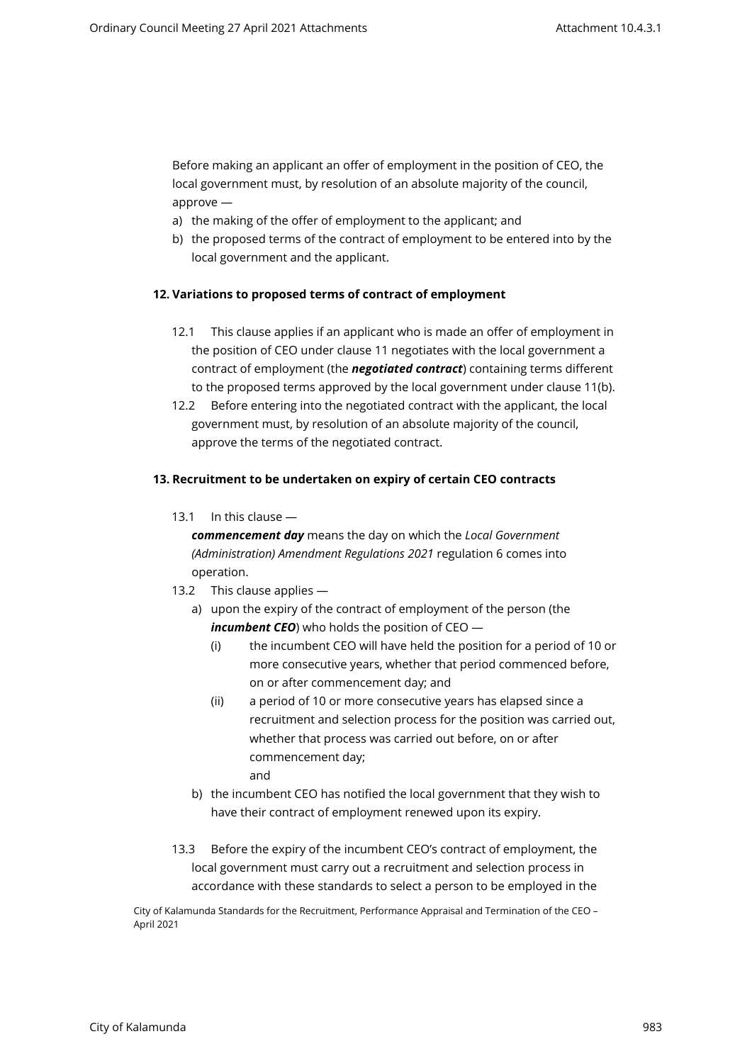Before making an applicant an offer of employment in the position of CEO, the local government must, by resolution of an absolute majority of the council, approve —

a) the making of the offer of employment to the applicant; and
b) the proposed terms of the contract of employment to be entered into by the local government and the applicant.

## 12. Variations to proposed terms of contract of employment

12.1 This clause applies if an applicant who is made an offer of employment in the position of CEO under clause 11 negotiates with the local government a contract of employment (the ***negotiated contract***) containing terms different to the proposed terms approved by the local government under clause 11(b).

12.2 Before entering into the negotiated contract with the applicant, the local government must, by resolution of an absolute majority of the council, approve the terms of the negotiated contract.

## 13. Recruitment to be undertaken on expiry of certain CEO contracts

13.1 In this clause —

***commencement day*** means the day on which the *Local Government (Administration) Amendment Regulations 2021* regulation 6 comes into operation.

13.2 This clause applies —

a) upon the expiry of the contract of employment of the person (the ***incumbent CEO***) who holds the position of CEO —
   (i) the incumbent CEO will have held the position for a period of 10 or more consecutive years, whether that period commenced before, on or after commencement day; and
   (ii) a period of 10 or more consecutive years has elapsed since a recruitment and selection process for the position was carried out, whether that process was carried out before, on or after commencement day;

   and

b) the incumbent CEO has notified the local government that they wish to have their contract of employment renewed upon its expiry.

13.3 Before the expiry of the incumbent CEO's contract of employment, the local government must carry out a recruitment and selection process in accordance with these standards to select a person to be employed in the

City of Kalamunda Standards for the Recruitment, Performance Appraisal and Termination of the CEO – April 2021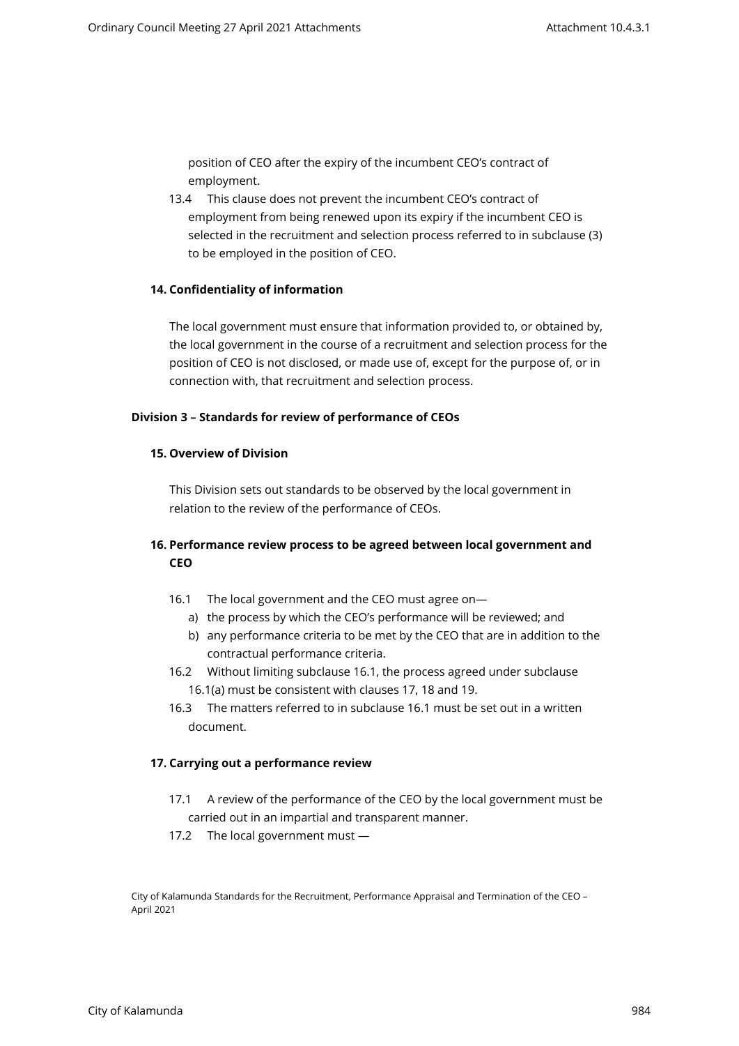position of CEO after the expiry of the incumbent CEO's contract of employment.

13.4 This clause does not prevent the incumbent CEO's contract of employment from being renewed upon its expiry if the incumbent CEO is selected in the recruitment and selection process referred to in subclause (3) to be employed in the position of CEO.

### 14. Confidentiality of information

The local government must ensure that information provided to, or obtained by, the local government in the course of a recruitment and selection process for the position of CEO is not disclosed, or made use of, except for the purpose of, or in connection with, that recruitment and selection process.

## Division 3 – Standards for review of performance of CEOs

### 15. Overview of Division

This Division sets out standards to be observed by the local government in relation to the review of the performance of CEOs.

### 16. Performance review process to be agreed between local government and CEO

16.1 The local government and the CEO must agree on—

a) the process by which the CEO's performance will be reviewed; and
b) any performance criteria to be met by the CEO that are in addition to the contractual performance criteria.

16.2 Without limiting subclause 16.1, the process agreed under subclause 16.1(a) must be consistent with clauses 17, 18 and 19.

16.3 The matters referred to in subclause 16.1 must be set out in a written document.

### 17. Carrying out a performance review

17.1 A review of the performance of the CEO by the local government must be carried out in an impartial and transparent manner.

17.2 The local government must —

City of Kalamunda Standards for the Recruitment, Performance Appraisal and Termination of the CEO – April 2021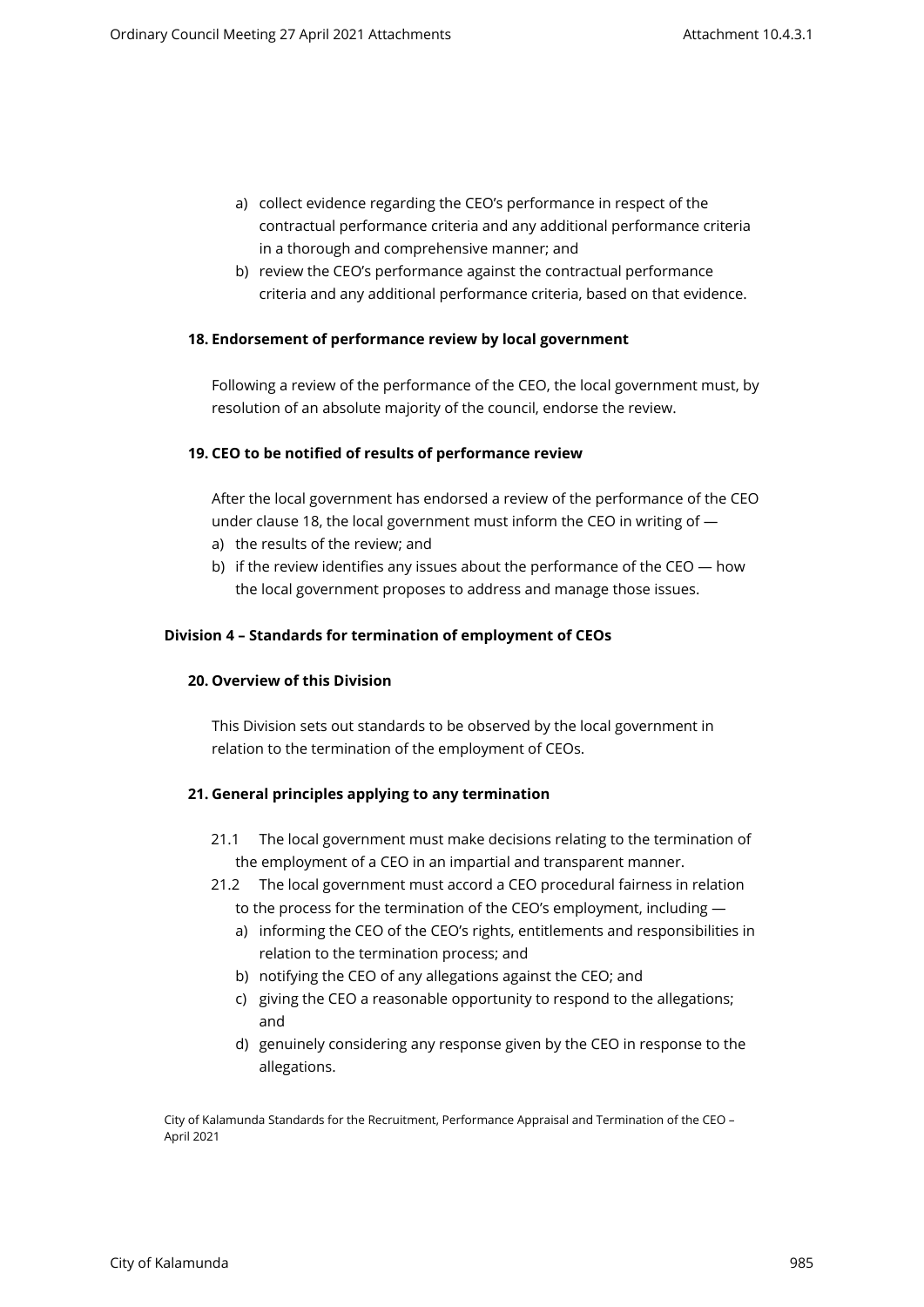a) collect evidence regarding the CEO's performance in respect of the contractual performance criteria and any additional performance criteria in a thorough and comprehensive manner; and
b) review the CEO's performance against the contractual performance criteria and any additional performance criteria, based on that evidence.

**18. Endorsement of performance review by local government**

Following a review of the performance of the CEO, the local government must, by resolution of an absolute majority of the council, endorse the review.

**19. CEO to be notified of results of performance review**

After the local government has endorsed a review of the performance of the CEO under clause 18, the local government must inform the CEO in writing of —

a) the results of the review; and
b) if the review identifies any issues about the performance of the CEO — how the local government proposes to address and manage those issues.

### Division 4 – Standards for termination of employment of CEOs

**20. Overview of this Division**

This Division sets out standards to be observed by the local government in relation to the termination of the employment of CEOs.

**21. General principles applying to any termination**

21.1 The local government must make decisions relating to the termination of the employment of a CEO in an impartial and transparent manner.

21.2 The local government must accord a CEO procedural fairness in relation to the process for the termination of the CEO's employment, including —

a) informing the CEO of the CEO's rights, entitlements and responsibilities in relation to the termination process; and
b) notifying the CEO of any allegations against the CEO; and
c) giving the CEO a reasonable opportunity to respond to the allegations; and
d) genuinely considering any response given by the CEO in response to the allegations.

City of Kalamunda Standards for the Recruitment, Performance Appraisal and Termination of the CEO – April 2021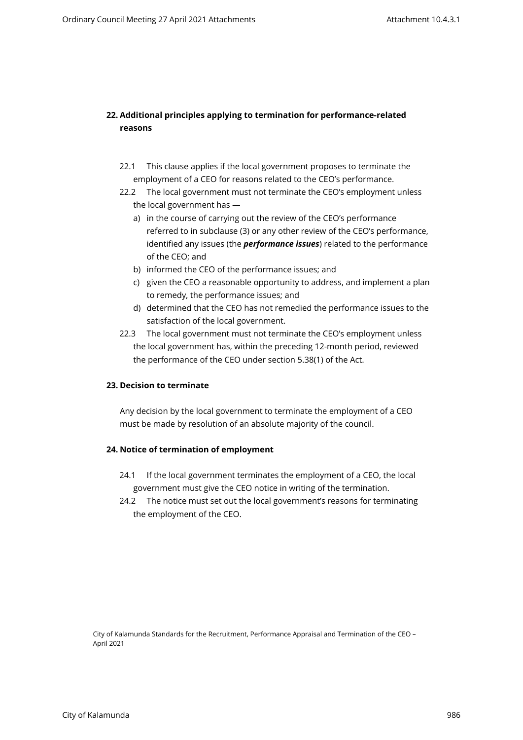## 22. Additional principles applying to termination for performance-related reasons

22.1 This clause applies if the local government proposes to terminate the employment of a CEO for reasons related to the CEO's performance.

22.2 The local government must not terminate the CEO's employment unless the local government has —

a) in the course of carrying out the review of the CEO's performance referred to in subclause (3) or any other review of the CEO's performance, identified any issues (the ***performance issues***) related to the performance of the CEO; and
b) informed the CEO of the performance issues; and
c) given the CEO a reasonable opportunity to address, and implement a plan to remedy, the performance issues; and
d) determined that the CEO has not remedied the performance issues to the satisfaction of the local government.

22.3 The local government must not terminate the CEO's employment unless the local government has, within the preceding 12-month period, reviewed the performance of the CEO under section 5.38(1) of the Act.

## 23. Decision to terminate

Any decision by the local government to terminate the employment of a CEO must be made by resolution of an absolute majority of the council.

## 24. Notice of termination of employment

24.1 If the local government terminates the employment of a CEO, the local government must give the CEO notice in writing of the termination.

24.2 The notice must set out the local government's reasons for terminating the employment of the CEO.